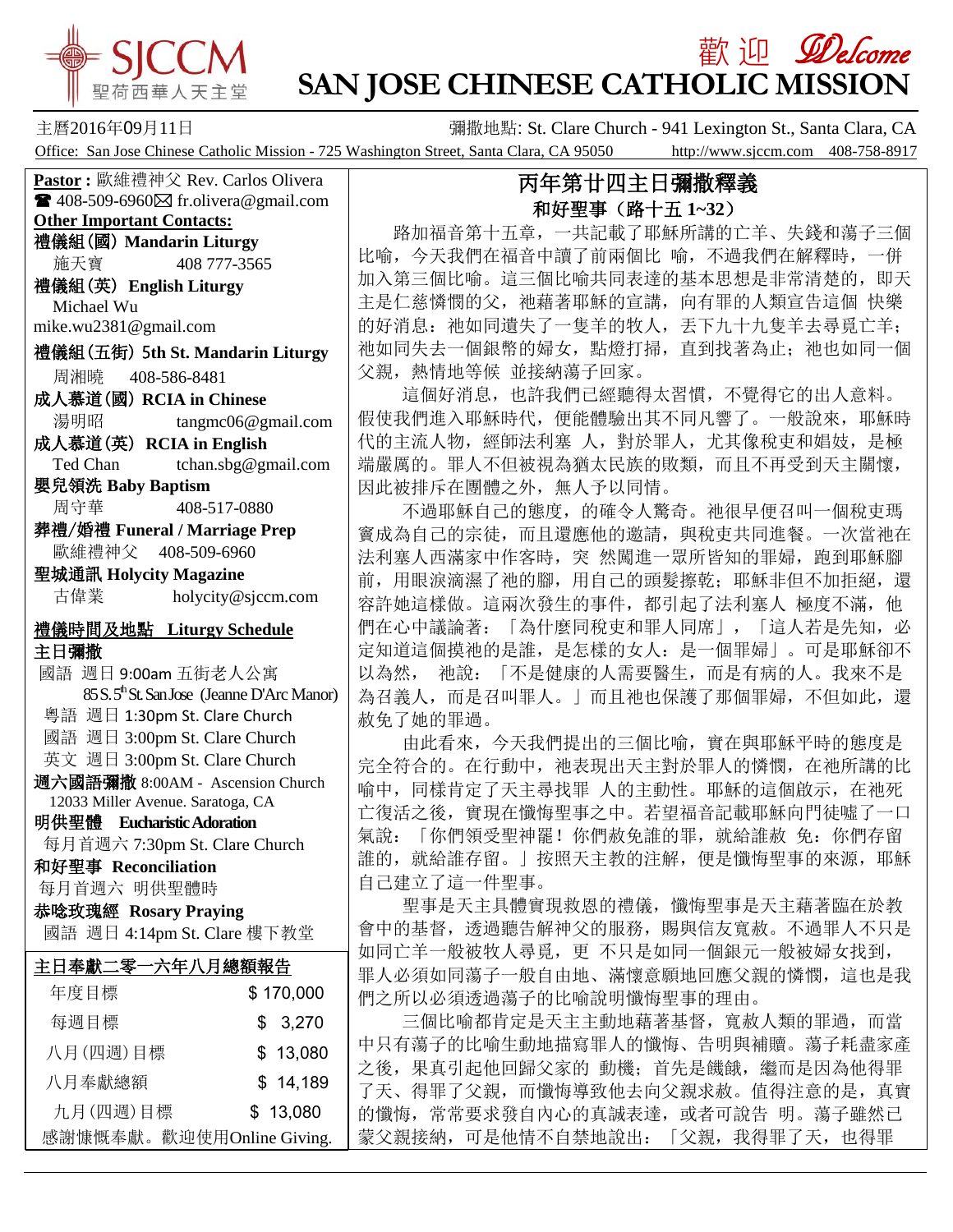# 歡迎 Welcome
# SAN JOSE CHINESE CATHOLIC MISSION

SJCCM 聖荷西華人天主堂

主曆2016年09月11日　　彌撒地點: St. Clare Church - 941 Lexington St., Santa Clara, CA

Office: San Jose Chinese Catholic Mission - 725 Washington Street, Santa Clara, CA 95050　http://www.sjccm.com　408-758-8917

**Pastor :** 歐維禮神父 Rev. Carlos Olivera
☎ 408-509-6960 ✉ fr.olivera@gmail.com

**Other Important Contacts:**

**禮儀組(國) Mandarin Liturgy**
施天寶　408 777-3565

**禮儀組(英) English Liturgy**
Michael Wu
mike.wu2381@gmail.com

**禮儀組(五街) 5th St. Mandarin Liturgy**
周湘曉　408-586-8481

**成人慕道(國) RCIA in Chinese**
湯明昭　tangmc06@gmail.com

**成人慕道(英) RCIA in English**
Ted Chan　tchan.sbg@gmail.com

**嬰兒領洗 Baby Baptism**
周守華　408-517-0880

**葬禮/婚禮 Funeral / Marriage Prep**
歐維禮神父　408-509-6960

**聖城通訊 Holycity Magazine**
古偉業　holycity@sjccm.com

**禮儀時間及地點 Liturgy Schedule**

**主日彌撒**
國語 週日 9:00am 五街老人公寓
85 S. 5th St. San Jose (Jeanne D'Arc Manor)
粵語 週日 1:30pm St. Clare Church
國語 週日 3:00pm St. Clare Church
英文 週日 3:00pm St. Clare Church

**週六國語彌撒** 8:00AM - Ascension Church
12033 Miller Avenue. Saratoga, CA

**明供聖體 Eucharistic Adoration**
每月首週六 7:30pm St. Clare Church

**和好聖事 Reconciliation**
每月首週六 明供聖體時

**恭唸玫瑰經 Rosary Praying**
國語 週日 4:14pm St. Clare 樓下教堂

**主日奉獻二零一六年八月總額報告**

| | |
|---|---|
| 年度目標 | $ 170,000 |
| 每週目標 | $ 3,270 |
| 八月(四週)目標 | $ 13,080 |
| 八月奉獻總額 | $ 14,189 |
| 九月(四週)目標 | $ 13,080 |

感謝慷慨奉獻。歡迎使用Online Giving.

## 丙年第廿四主日彌撒釋義
### 和好聖事（路十五 1~32）

路加福音第十五章，一共記載了耶穌所講的亡羊、失錢和蕩子三個比喻，今天我們在福音中讀了前兩個比 喻，不過我們在解釋時，一併加入第三個比喻。這三個比喻共同表達的基本思想是非常清楚的，即天主是仁慈憐憫的父，祂藉著耶穌的宣講，向有罪的人類宣告這個 快樂的好消息：祂如同遺失了一隻羊的牧人，丟下九十九隻羊去尋覓亡羊；祂如同失去一個銀幣的婦女，點燈打掃，直到找著為止；祂也如同一個父親，熱情地等候 並接納蕩子回家。

這個好消息，也許我們已經聽得太習慣，不覺得它的出人意料。假使我們進入耶穌時代，便能體驗出其不同凡響了。一般說來，耶穌時代的主流人物，經師法利塞 人，對於罪人，尤其像稅吏和娼妓，是極端嚴厲的。罪人不但被視為猶太民族的敗類，而且不再受到天主關懷，因此被排斥在團體之外，無人予以同情。

不過耶穌自己的態度，的確令人驚奇。祂很早便召叫一個稅吏瑪竇成為自己的宗徒，而且還應他的邀請，與稅吏共同進餐。一次當祂在法利塞人西滿家中作客時，突 然闖進一眾所皆知的罪婦，跑到耶穌腳前，用眼淚滴濕了祂的腳，用自己的頭髮擦乾；耶穌非但不加拒絕，還容許她這樣做。這兩次發生的事件，都引起了法利塞人 極度不滿，他們在心中議論著：「為什麼同稅吏和罪人同席」，「這人若是先知，必定知道這個摸祂的是誰，是怎樣的女人：是一個罪婦」。可是耶穌卻不以為然， 祂說：「不是健康的人需要醫生，而是有病的人。我來不是為召義人，而是召叫罪人。」而且祂也保護了那個罪婦，不但如此，還赦免了她的罪過。

由此看來，今天我們提出的三個比喻，實在與耶穌平時的態度是完全符合的。在行動中，祂表現出天主對於罪人的憐憫，在祂所講的比喻中，同樣肯定了天主尋找罪 人的主動性。耶穌的這個啟示，在祂死亡復活之後，實現在懺悔聖事之中。若望福音記載耶穌向門徒噓了一口氣說：「你們領受聖神罷！你們赦免誰的罪，就給誰赦 免：你們存留誰的，就給誰存留。」按照天主教的注解，便是懺悔聖事的來源，耶穌自己建立了這一件聖事。

聖事是天主具體實現救恩的禮儀，懺悔聖事是天主藉著臨在於教會中的基督，透過聽告解神父的服務，賜與信友寬赦。不過罪人不只是如同亡羊一般被牧人尋覓，更 不只是如同一個銀元一般被婦女找到，罪人必須如同蕩子一般自由地、滿懷意願地回應父親的憐憫，這也是我們之所以必須透過蕩子的比喻說明懺悔聖事的理由。

三個比喻都肯定是天主主動地藉著基督，寬赦人類的罪過，而當中只有蕩子的比喻生動地描寫罪人的懺悔、告明與補贖。蕩子耗盡家產之後，果真引起他回歸父家的 動機；首先是饑餓，繼而是因為他得罪了天、得罪了父親，而懺悔導致他去向父親求赦。值得注意的是，真實的懺悔，常常要求發自內心的真誠表達，或者可說告 明。蕩子雖然已蒙父親接納，可是他情不自禁地說出：「父親，我得罪了天，也得罪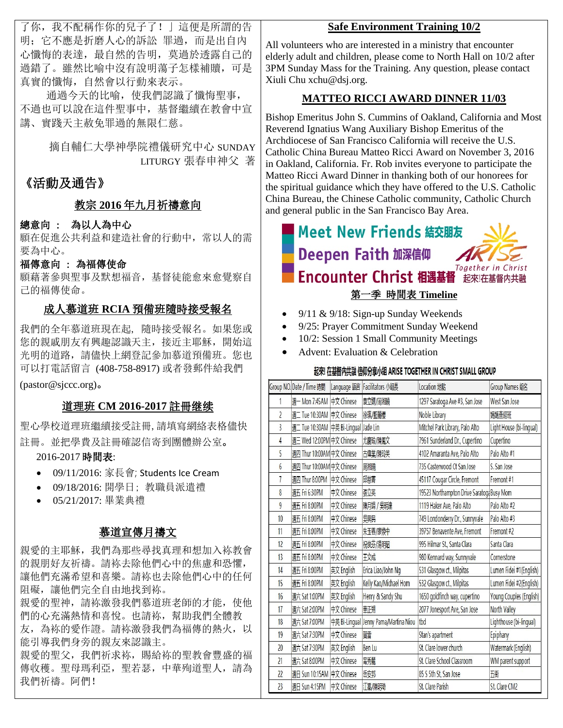了你，我不配稱作你的兒子了！」這便是所謂的告明；它不應是折磨人心的訴訟 罪過，而是出自內心懺悔的表達，最自然的告明，莫過於透露自己的過錯了。雖然比喻中沒有說明蕩子怎樣補贖，可是真實的懺悔，自然會以行動來表示。

通過今天的比喻，使我們認識了懺悔聖事，不過也可以說在這件聖事中，基督繼續在教會中宣講、實踐天主赦免罪過的無限仁慈。

摘自輔仁大學神學院禮儀研究中心 SUNDAY LITURGY 張春申神父 著

## 《活動及通告》

### 教宗 2016 年九月祈禱意向

**總意向 ： 為以人為中心**

願在促進公共利益和建造社會的行動中，常以人的需要為中心。

**福傳意向 ： 為福傳使命**

願藉著參與聖事及默想福音，基督徒能愈來愈覺察自己的福傳使命。

### 成人慕道班 RCIA 預備班隨時接受報名

我們的全年慕道班現在起，隨時接受報名。如果您或您的親戚朋友有興趣認識天主，接近主耶穌，開始這光明的道路，請儘快上網登記參加慕道預備班。您也可以打電話留言 (408-758-8917) 或者發郵件給我們 (pastor@sjccc.org)。

### 道理班 CM 2016-2017 註冊继续

聖心學校道理班繼續接受註冊, 請填寫網絡表格儘快註冊。並把學費及註冊確認信寄到團體辦公室。

2016-2017 **時間表**:

- 09/11/2016: 家長會; Students Ice Cream
- 09/18/2016: 開學日; 教職員派遣禮
- 05/21/2017: 畢業典禮

### 慕道宣傳月禱文

親愛的主耶穌，我們為那些尋找真理和想加入祢教會的親朋好友祈禱。請祢去除他們心中的焦慮和恐懼，讓他們充滿希望和喜樂。請祢也去除他們心中的任何阻礙，讓他們完全自由地找到祢。

親愛的聖神，請祢激發我們慕道班老師的才能，使他們的心充滿熱情和喜悅。也請祢，幫助我們全體教友，為祢的愛作證。請祢激發我們為福傳的熱火，以能引導我們身旁的親友來認識主。

親愛的聖父，我們祈求祢，賜給祢的聖教會豐盛的福傳收穫。聖母瑪利亞，聖若瑟，中華殉道聖人，請為我們祈禱。阿們！

### Safe Environment Training 10/2

All volunteers who are interested in a ministry that encounter elderly adult and children, please come to North Hall on 10/2 after 3PM Sunday Mass for the Training. Any question, please contact Xiuli Chu xchu@dsj.org.

### MATTEO RICCI AWARD DINNER 11/03

Bishop Emeritus John S. Cummins of Oakland, California and Most Reverend Ignatius Wang Auxiliary Bishop Emeritus of the Archdiocese of San Francisco California will receive the U.S. Catholic China Bureau Matteo Ricci Award on November 3, 2016 in Oakland, California. Fr. Rob invites everyone to participate the Matteo Ricci Award Dinner in thanking both of our honorees for the spiritual guidance which they have offered to the U.S. Catholic China Bureau, the Chinese Catholic community, Catholic Church and general public in the San Francisco Bay Area.

Meet New Friends 結交朋友
Deepen Faith 加深信仰
Encounter Christ 相遇基督

ARISE Together in Christ 起來!在基督內共融

### 第一季 時間表 Timeline

- 9/11 & 9/18: Sign-up Sunday Weekends
- 9/25: Prayer Commitment Sunday Weekend
- 10/2: Session 1 Small Community Meetings
- Advent: Evaluation & Celebration

**起來! 在基督內共融 信仰分享小組 ARISE TOGETHER IN CHRIST SMALL GROUP**

| Group NO. | Date / Time 時間 | Language 語言 | Facilitators 小組長 | Location 地點 | Group Names 組名 |
|---|---|---|---|---|---|
| 1 | 週一 Mon 7:45AM | 中文 Chinese | 袁立德/周湘蘋 | 1297 Saratoga Ave #3, San Jose | West San Jose |
| 2 | 週二 Tue 10:30AM | 中文 Chinese | 徐琪/藍麗櫻 | Noble Library | 嬤嬤查經班 |
| 3 | 週二 Tue 10:30AM | 中英 Bi-Lingual | Jade Lin | Mitchel Park Library, Palo Alto | Light House (bi-lingual) |
| 4 | 週三 Wed 12:00PM | 中文 Chinese | 尤慶瑜/陳鳳文 | 7961 Sunderland Dr., Cupertino | Cupertino |
| 5 | 週四 Thur 10:00AM | 中文 Chinese | 古偉業/陳蕊英 | 4102 Amaranta Ave, Palo Alto | Palo Alto #1 |
| 6 | 週四 Thur 10:00AM | 中文 Chinese | 周湘蘋 | 735 Casterwood Ct San Jose | S. San Jose |
| 7 | 週四 Thur 8:00PM | 中文 Chinese | 邱慧菁 | 45117 Cougar Circle, Fremont | Fremont #1 |
| 8 | 週五 Fri 6:30PM | 中文 Chinese | 張立英 | 19523 Northampton Drive Saratoga | Busy Mom |
| 9 | 週五 Fri 8:00PM | 中文 Chinese | 陳月娟 / 吳明達 | 1119 Haker Ave, Palo Alto | Palo Alto #2 |
| 10 | 週五 Fri 8:00PM | 中文 Chinese | 吳興民 | 749 Londonderry Dr., Sunnyvale | Palo Alto #3 |
| 11 | 週五 Fri 8:00PM | 中文 Chinese | 朱玉香/廖樂中 | 39757 Benavente Ave, Fremont | Fremont #2 |
| 12 | 週五 Fri 8:00PM | 中文 Chinese | 祝彼芬/溫明韶 | 995 Hilmar St, Santa Clara | Santa Clara |
| 13 | 週五 Fri 8:00PM | 中文 Chinese | 王文成 | 980 Kennard way, Sunnyvale | Cornerstone |
| 14 | 週五 Fri 8:00PM | 英文 English | Erica Liao/John Ng | 531 Glasgow ct., Milpitas | Lumen Fidei #1(English) |
| 15 | 週五 Fri 8:00PM | 英文 English | Kelly Kao/Michael Hom | 532 Glasgow ct., Milpitas | Lumen Fidei #2(English) |
| 16 | 週六 Sat 1:00PM | 英文 English | Henry & Sandy Shu | 1650 goldfinch way, cupertino | Young Couples (English) |
| 17 | 週六 Sat 2:00PM | 中文 Chinese | 董正翔 | 2077 Jonesport Ave, San Jose | North Valley |
| 18 | 週六 Sat 7:00PM | 中英 Bi-Lingual | Jenny Pama/Martina Niou | tbd | Lighthouse (bi-lingual) |
| 19 | 週六 Sat 7:30PM | 中文 Chinese | 賀蕾 | Stan's apartment | Epiphany |
| 20 | 週六 Sat 7:30PM | 英文 English | Ben Lu | St. Clare lower church | Watermark (English) |
| 21 | 週六 Sat 8:00PM | 中文 Chinese | 齊秀麗 | St. Clare School Classroom | WM parent support |
| 22 | 週日 Sun 10:15AM | 中文 Chinese | 岳安邦 | 85 S 5th St, San Jose | 五街 |
| 23 | 週日 Sun 4:15PM | 中文 Chinese | 江蕙/陳明琦 | St. Clare Parish | St. Clare CM2 |